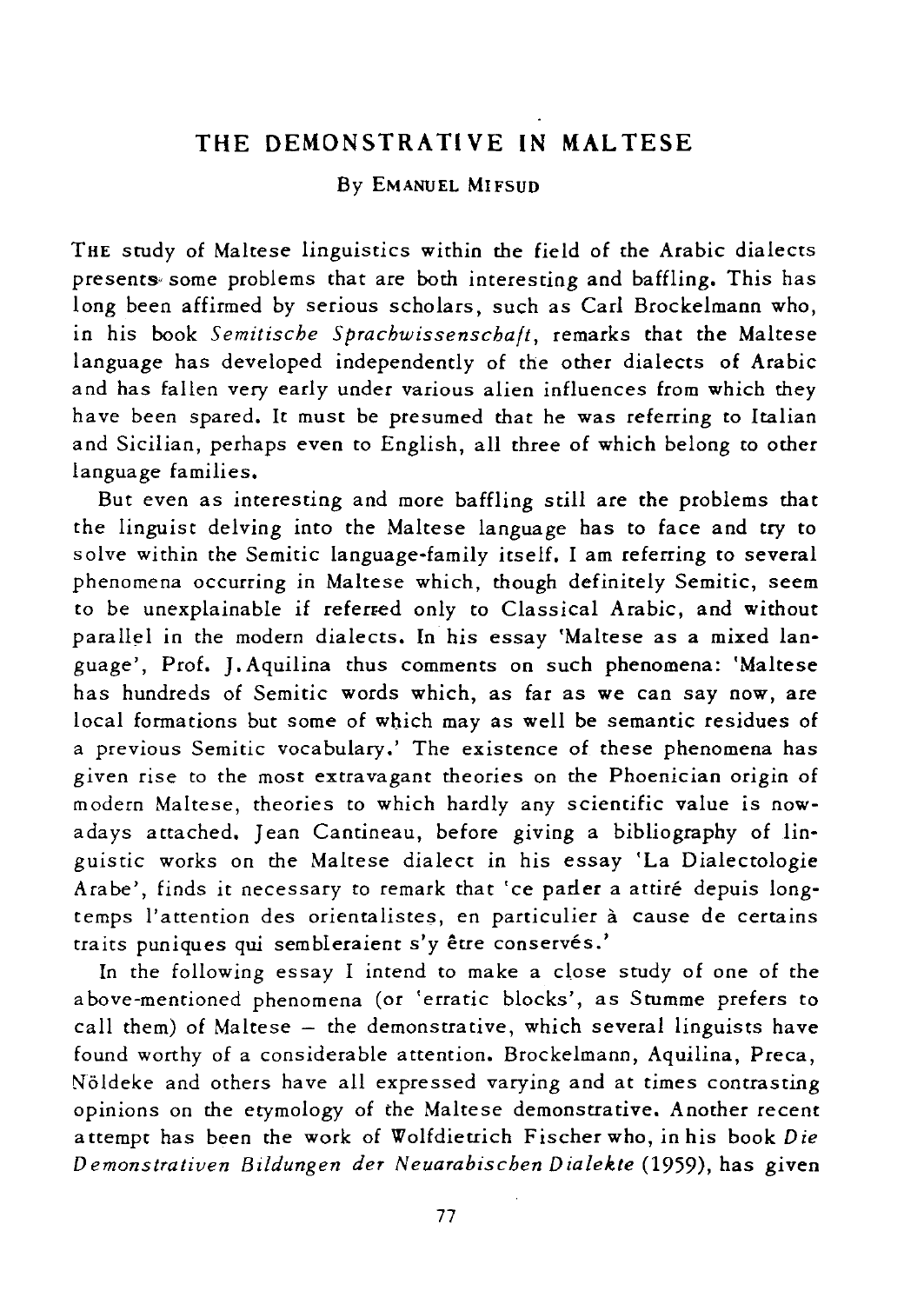# THE DEMONSTRATIVE IN MALTESE

By EMANUEL MIFSUD

THE study of Maltese linguistics within the field of the Arabic dialects presents some problems that are both interesting and baffling. This has long been affirmed by serious scholars, such as Carl Brockelmann who, in his book *Semitische Sprachwissenschaft*, remarks that the Maltese language has developed independently of the other dialects of Arabic and has fallen very early under various alien influences from which they have been spared. It must be presumed that he was referring to Italian and Sicilian, perhaps even to English, all three of which belong to other language families.

But even as interesting and more baffling still are the problems that the linguist delving into the Maltese language has to face and try to solve within the Semitic language-family itself. I am referring to several phenomena occurring in Maltese which, though definitely Semitic, seem to be unexplainable if referred only to Classical Arabic, and without parallel in the modern dialects. In his essay 'Maltese as a mixed language', Prof. J. Aquilina thus comments on such phenomena: 'Maltese has hundreds of Semitic words which, as far as we can say now, are local formations but some of which may as well be semantic residues of a previous Semitic vocabulary.' The existence of these phenomena has given rise to the most extravagant theories on the Phoenician origin of modern Maltese, theories to which hardly any scientific value is nowadays attached. Jean Cantineau, before giving a bibliography of linguistic works on the Maltese dialect in his essay 'La Dialectologie Arabe', finds it necessary to remark that 'ce parler a attiré depuis longtemps l'attention des orientalistes, en particulier à cause de certains traits puniques qui sembleraient s'y être conservés.'

In the following essay I intend to make a close study of one of the above-mentioned phenomena (or 'erratic blocks', as Stumme prefers to call them) of Maltese – the demonstrative, which several linguists have found worthy of a considerable attention. Brockelmann, Aquilina, Preca, Nöldeke and others have all expressed varying and at times contrasting opinions on the etymology of the Maltese demonstrative. Another recent attempt has been the work of Wolfdietrich Fischer who, in his book *Die Demonstrativen Bildungen der Neuarabischen Dialekte* (1959), has given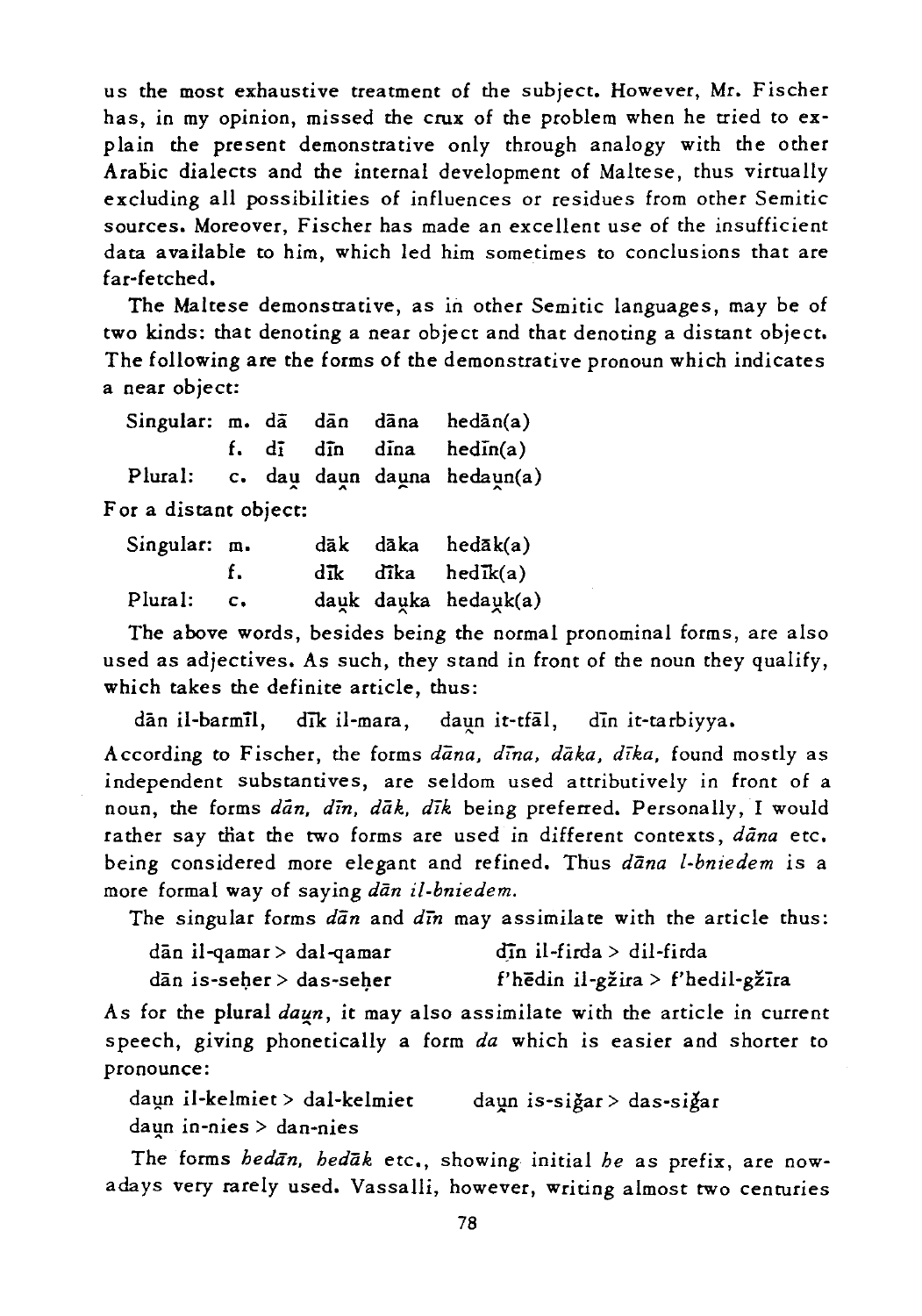us the most exhaustive treatment of the subject. However, Mr. Fischer has, in my opinion, missed the crux of the problem when he tried to explain the present demonstrative only through analogy with the other Arabic dialects and the internal development of Maltese, thus virtually excluding all possibilities of influences or residues from other Semitic sources. Moreover, Fischer has made an excellent use of the insufficient data available to him, which led him sometimes to conclusions that are far-fetched.

The Maltese demonstrative, as in other Semitic languages, may be of two kinds: that denoting a near object and that denoting a distant object. The following are the forms of the demonstrative pronoun which indicates a near object:

| | | | | | |
|---|---|---|---|---|---|
| Singular: | m. | dā | dān | dāna | hedān(a) |
| | f. | dī | dīn | dīna | hedīn(a) |
| Plural: | c. | dau̯ | dau̯n | dau̯na | hedau̯n(a) |

For a distant object:

| | | | | |
|---|---|---|---|---|
| Singular: | m. | dāk | dāka | hedāk(a) |
| | f. | dīk | dīka | hedīk(a) |
| Plural: | c. | dau̯k | dau̯ka | hedau̯k(a) |

The above words, besides being the normal pronominal forms, are also used as adjectives. As such, they stand in front of the noun they qualify, which takes the definite article, thus:

dān il-barmīl, dīk il-mara, dau̯n it-tfāl, dīn it-tarbiyya.

According to Fischer, the forms *dāna, dīna, dāka, dīka,* found mostly as independent substantives, are seldom used attributively in front of a noun, the forms *dān, dīn, dāk, dīk* being preferred. Personally, I would rather say that the two forms are used in different contexts, *dāna* etc. being considered more elegant and refined. Thus *dāna l-bniedem* is a more formal way of saying *dān il-bniedem.*

The singular forms *dān* and *dīn* may assimilate with the article thus:

dān il-qamar > dal-qamar      dīn il-firda > dil-firda
dān is-seḥer > das-seḥer      f'hēdin il-gžira > f'hedil-gžīra

As for the plural *dau̯n*, it may also assimilate with the article in current speech, giving phonetically a form *da* which is easier and shorter to pronounce:

dau̯n il-kelmiet > dal-kelmiet      dau̯n is-siğar > das-siğar
dau̯n in-nies > dan-nies

The forms *hedān, hedāk* etc., showing initial *he* as prefix, are nowadays very rarely used. Vassalli, however, writing almost two centuries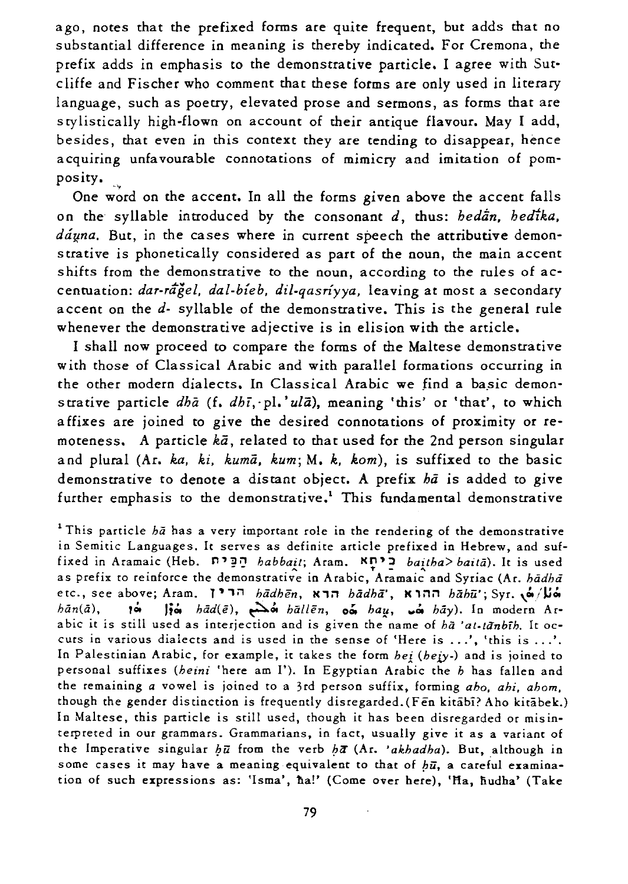ago, notes that the prefixed forms are quite frequent, but adds that no substantial difference in meaning is thereby indicated. For Cremona, the prefix adds in emphasis to the demonstrative particle. I agree with Sutcliffe and Fischer who comment that these forms are only used in literary language, such as poetry, elevated prose and sermons, as forms that are stylistically high-flown on account of their antique flavour. May I add, besides, that even in this context they are tending to disappear, hence acquiring unfavourable connotations of mimicry and imitation of pomposity.

One word on the accent. In all the forms given above the accent falls on the syllable introduced by the consonant *d*, thus: *hedán, hedīka, dáu̯na*. But, in the cases where in current speech the attributive demonstrative is phonetically considered as part of the noun, the main accent shifts from the demonstrative to the noun, according to the rules of accentuation: *dar-rāġel, dal-bíeb, dil-qasríyya*, leaving at most a secondary accent on the *d-* syllable of the demonstrative. This is the general rule whenever the demonstrative adjective is in elision with the article.

I shall now proceed to compare the forms of the Maltese demonstrative with those of Classical Arabic and with parallel formations occurring in the other modern dialects. In Classical Arabic we find a basic demonstrative particle *dhā* (f. *dhī*, pl. *'ulā*), meaning 'this' or 'that', to which affixes are joined to give the desired connotations of proximity or remoteness. A particle *kā*, related to that used for the 2nd person singular and plural (Ar. *ka, ki, kumā, kum*; M. *k, kom*), is suffixed to the basic demonstrative to denote a distant object. A prefix *hā* is added to give further emphasis to the demonstrative.[1] This fundamental demonstrative

[1] This particle *hā* has a very important role in the rendering of the demonstrative in Semitic Languages. It serves as definite article prefixed in Hebrew, and suffixed in Aramaic (Heb. הַבַּיִת *habbait*; Aram. בַּיְתָא *baitha*> *baitā*). It is used as prefix to reinforce the demonstrative in Arabic, Aramaic and Syriac (Ar. *hādhā* etc., see above; Aram. הָדֵין *hādhēn*, הָדָא *hādhā'*, הָהוּא *hāhū'*; Syr. ܗܢܐ/ܗܢ *hān(ā)*, ܗܕܐ/ܗܕ *hād(ē)*, ܗܠܝܢ *hāllēn*, ܗܘ *hau̯*, ܗܝ *hāy*). In modern Arabic it is still used as interjection and is given the name of *hā 'at-tānbīh*. It occurs in various dialects and is used in the sense of 'Here is ...', 'this is ...'. In Palestinian Arabic, for example, it takes the form *hei̯* (*heiy-*) and is joined to personal suffixes (*heini* 'here am I'). In Egyptian Arabic the *h* has fallen and the remaining *a* vowel is joined to a 3rd person suffix, forming *aho, ahi, ahom*, though the gender distinction is frequently disregarded. (Fēn kitābī? Aho kitābek.) In Maltese, this particle is still used, though it has been disregarded or misinterpreted in our grammars. Grammarians, in fact, usually give it as a variant of the Imperative singular *ḥū* from the verb *ḥā* (Ar. *'akhadha*). But, although in some cases it may have a meaning equivalent to that of *ḥū*, a careful examination of such expressions as: 'Isma', ħa!' (Come over here), 'Ħa, ħudha' (Take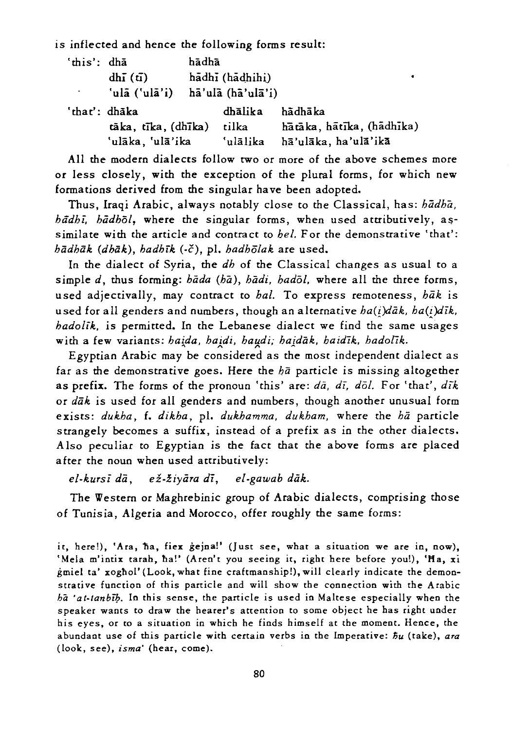is inflected and hence the following forms result:

| | | | |
|---|---|---|---|
| 'this': | dhā | hādhā | |
| | dhī (tī) | hādhī (hādhihi) | |
| | 'ulā ('ulā'i) | hā'ulā (hā'ulā'i) | |
| 'that': | dhāka | dhālika | hādhāka |
| | tāka, tīka, (dhīka) | tilka | hātāka, hātīka, (hādhīka) |
| | 'ulāka, 'ulā'ika | 'ulālika | hā'ulāka, ha'ulā'ikā |

All the modern dialects follow two or more of the above schemes more or less closely, with the exception of the plural forms, for which new formations derived from the singular have been adopted.

Thus, Iraqi Arabic, always notably close to the Classical, has: *hādhā, hādhī, hādhōl*, where the singular forms, when used attributively, assimilate with the article and contract to *hel*. For the demonstrative 'that': *hādhāk (dhāk), hadhīk (-č)*, pl. *hadhōlak* are used.

In the dialect of Syria, the *dh* of the Classical changes as usual to a simple *d*, thus forming: *hāda (hā), hādi, hadōl*, where all the three forms, used adjectivally, may contract to *hal*. To express remoteness, *hāk* is used for all genders and numbers, though an alternative *ha(i̯)dāk, ha(i̯)dīk, hadolīk*, is permitted. In the Lebanese dialect we find the same usages with a few variants: *hai̯da, hai̯di, hau̯di; hai̯dāk, haidīk, hadolīk*.

Egyptian Arabic may be considered as the most independent dialect as far as the demonstrative goes. Here the *hā* particle is missing altogether as prefix. The forms of the pronoun 'this' are: *dā, dī, dōl*. For 'that', *dīk* or *dāk* is used for all genders and numbers, though another unusual form exists: *dukha*, f. *dikha*, pl. *dukhamma, dukham*, where the *hā* particle strangely becomes a suffix, instead of a prefix as in the other dialects. Also peculiar to Egyptian is the fact that the above forms are placed after the noun when used attributively:

*el-kursī dā, ež-žiyāra dī, el-gawab dāk.*

The Western or Maghrebinic group of Arabic dialects, comprising those of Tunisia, Algeria and Morocco, offer roughly the same forms:

it, here!), 'Ara, ħa, fiex ġejna!' (Just see, what a situation we are in, now), 'Mela m'intix tarah, ħa!' (Aren't you seeing it, right here before you!), 'Ħa, xi ġmiel ta' xogħol' (Look, what fine craftmanship!), will clearly indicate the demonstrative function of this particle and will show the connection with the Arabic *hā 'at-tanbīh*. In this sense, the particle is used in Maltese especially when the speaker wants to draw the hearer's attention to some object he has right under his eyes, or to a situation in which he finds himself at the moment. Hence, the abundant use of this particle with certain verbs in the Imperative: *ħu* (take), *ara* (look, see), *isma'* (hear, come).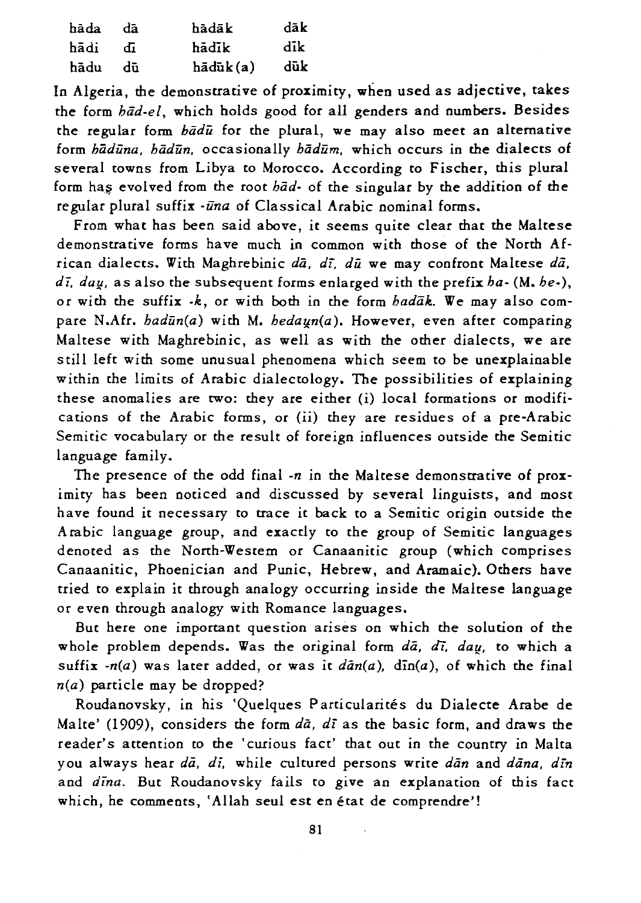| | | | |
|---|---|---|---|
| hāda | dā | hādāk | dāk |
| hādi | dī | hādīk | dīk |
| hādu | dū | hādūk(a) | dūk |

In Algeria, the demonstrative of proximity, when used as adjective, takes the form *hād-el*, which holds good for all genders and numbers. Besides the regular form *hādū* for the plural, we may also meet an alternative form *hādūna, hādūn,* occasionally *hādūm,* which occurs in the dialects of several towns from Libya to Morocco. According to Fischer, this plural form has evolved from the root *hād-* of the singular by the addition of the regular plural suffix *-ūna* of Classical Arabic nominal forms.

From what has been said above, it seems quite clear that the Maltese demonstrative forms have much in common with those of the North African dialects. With Maghrebinic *dā, dī, dū* we may confront Maltese *dā, dī, daṷ,* as also the subsequent forms enlarged with the prefix *ha-* (M. *he-*), or with the suffix *-k*, or with both in the form *hadāk.* We may also compare N.Afr. *hadūn(a)* with M. *hedaṷn(a)*. However, even after comparing Maltese with Maghrebinic, as well as with the other dialects, we are still left with some unusual phenomena which seem to be unexplainable within the limits of Arabic dialectology. The possibilities of explaining these anomalies are two: they are either (i) local formations or modifications of the Arabic forms, or (ii) they are residues of a pre-Arabic Semitic vocabulary or the result of foreign influences outside the Semitic language family.

The presence of the odd final *-n* in the Maltese demonstrative of proximity has been noticed and discussed by several linguists, and most have found it necessary to trace it back to a Semitic origin outside the Arabic language group, and exactly to the group of Semitic languages denoted as the North-Western or Canaanitic group (which comprises Canaanitic, Phoenician and Punic, Hebrew, and Aramaic). Others have tried to explain it through analogy occurring inside the Maltese language or even through analogy with Romance languages.

But here one important question arises on which the solution of the whole problem depends. Was the original form *dā, dī, daṷ,* to which a suffix *-n(a)* was later added, or was it *dān(a)*, dīn(a), of which the final *n(a)* particle may be dropped?

Roudanovsky, in his 'Quelques Particularités du Dialecte Arabe de Malte' (1909), considers the form *dā, dī* as the basic form, and draws the reader's attention to the 'curious fact' that out in the country in Malta you always hear *dā, dī,* while cultured persons write *dān* and *dāna, dīn* and *dīna.* But Roudanovsky fails to give an explanation of this fact which, he comments, 'Allah seul est en état de comprendre'!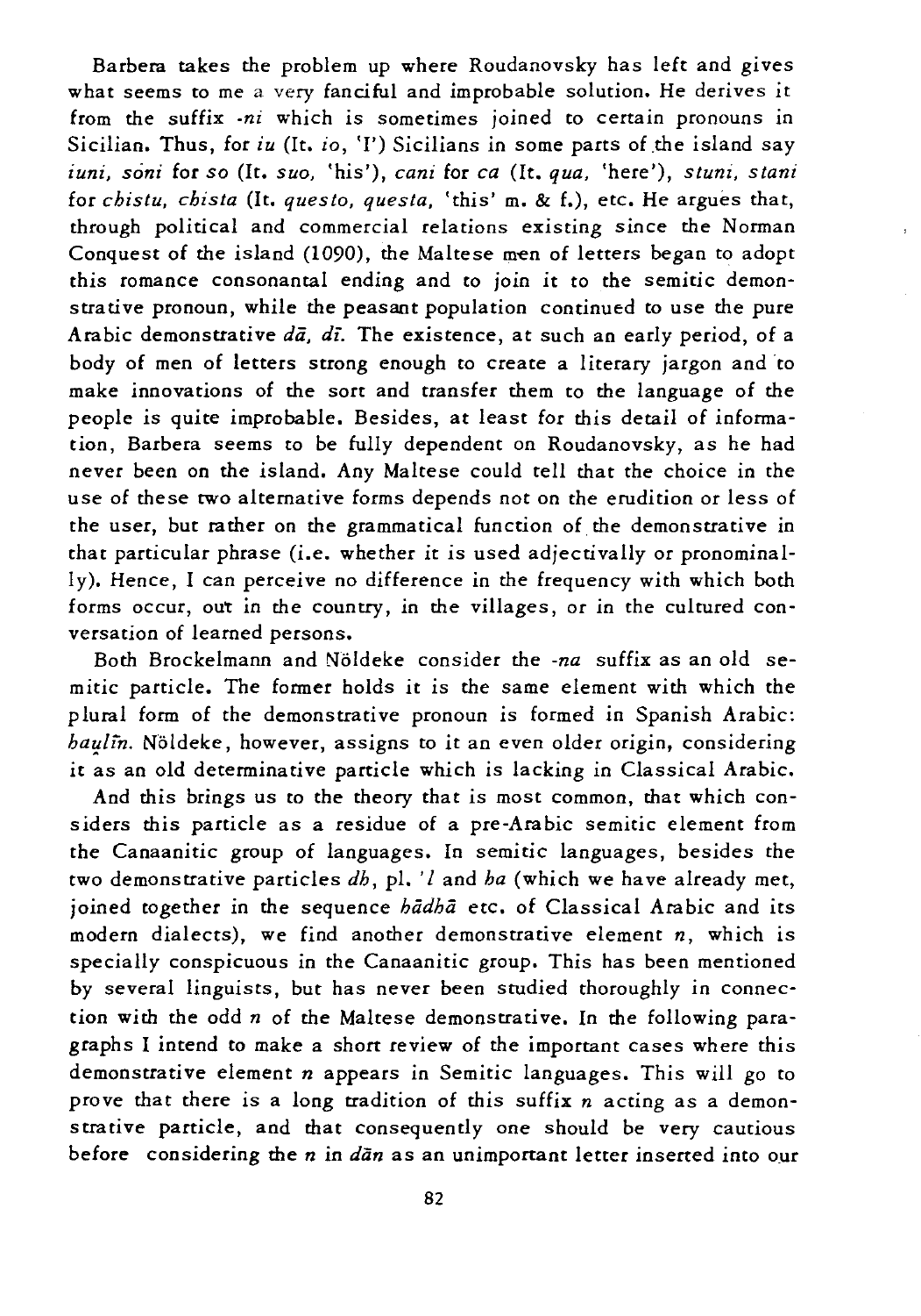Barbera takes the problem up where Roudanovsky has left and gives what seems to me a very fanciful and improbable solution. He derives it from the suffix *-ni* which is sometimes joined to certain pronouns in Sicilian. Thus, for *iu* (It. *io*, 'I') Sicilians in some parts of the island say *iuni, soni* for *so* (It. *suo*, 'his'), *cani* for *ca* (It. *qua*, 'here'), *stuni, stani* for *chistu, chista* (It. *questo, questa*, 'this' m. & f.), etc. He argues that, through political and commercial relations existing since the Norman Conquest of the island (1090), the Maltese men of letters began to adopt this romance consonantal ending and to join it to the semitic demonstrative pronoun, while the peasant population continued to use the pure Arabic demonstrative *dā, dī*. The existence, at such an early period, of a body of men of letters strong enough to create a literary jargon and to make innovations of the sort and transfer them to the language of the people is quite improbable. Besides, at least for this detail of information, Barbera seems to be fully dependent on Roudanovsky, as he had never been on the island. Any Maltese could tell that the choice in the use of these two alternative forms depends not on the erudition or less of the user, but rather on the grammatical function of the demonstrative in that particular phrase (i.e. whether it is used adjectivally or pronominally). Hence, I can perceive no difference in the frequency with which both forms occur, out in the country, in the villages, or in the cultured conversation of learned persons.

Both Brockelmann and Nöldeke consider the *-na* suffix as an old semitic particle. The former holds it is the same element with which the plural form of the demonstrative pronoun is formed in Spanish Arabic: *haulīn*. Nöldeke, however, assigns to it an even older origin, considering it as an old determinative particle which is lacking in Classical Arabic.

And this brings us to the theory that is most common, that which considers this particle as a residue of a pre-Arabic semitic element from the Canaanitic group of languages. In semitic languages, besides the two demonstrative particles *dh*, pl. *'l* and *ha* (which we have already met, joined together in the sequence *hādhā* etc. of Classical Arabic and its modern dialects), we find another demonstrative element *n*, which is specially conspicuous in the Canaanitic group. This has been mentioned by several linguists, but has never been studied thoroughly in connection with the odd *n* of the Maltese demonstrative. In the following paragraphs I intend to make a short review of the important cases where this demonstrative element *n* appears in Semitic languages. This will go to prove that there is a long tradition of this suffix *n* acting as a demonstrative particle, and that consequently one should be very cautious before considering the *n* in *dān* as an unimportant letter inserted into our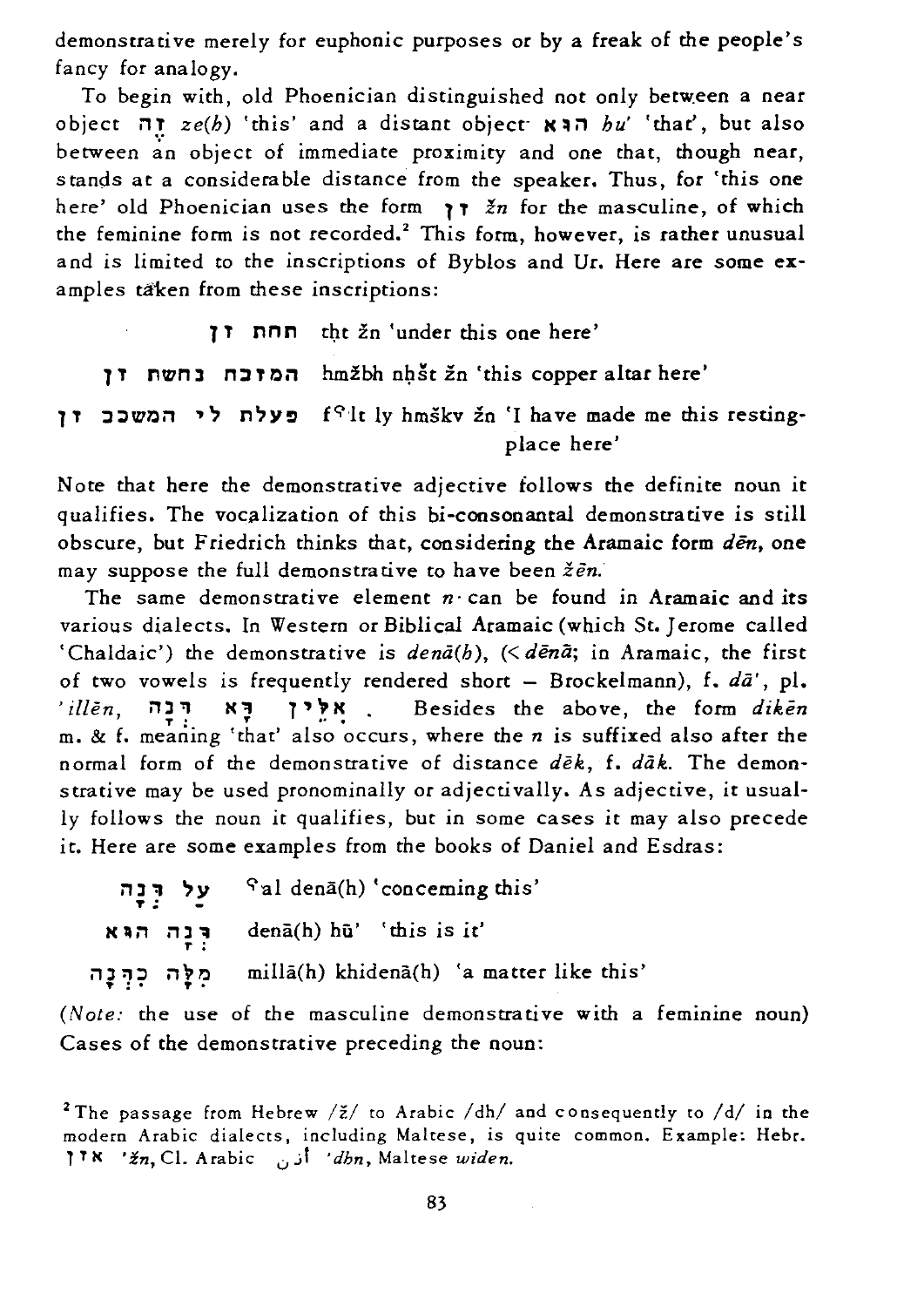demonstrative merely for euphonic purposes or by a freak of the people's fancy for analogy.

To begin with, old Phoenician distinguished not only between a near object זֶה *ze(h)* 'this' and a distant object הוא *hu'* 'that', but also between an object of immediate proximity and one that, though near, stands at a considerable distance from the speaker. Thus, for 'this one here' old Phoenician uses the form זן *žn* for the masculine, of which the feminine form is not recorded.[2] This form, however, is rather unusual and is limited to the inscriptions of Byblos and Ur. Here are some examples taken from these inscriptions:

| | |
|---|---|
| תחת זן | tḥt žn 'under this one here' |
| המזבח נחשת זן | hmžbh nḥšt žn 'this copper altar here' |
| פעלת לי המשכב זן | fˁlt ly hmškv žn 'I have made me this resting-place here' |

Note that here the demonstrative adjective follows the definite noun it qualifies. The vocalization of this bi-consonantal demonstrative is still obscure, but Friedrich thinks that, considering the Aramaic form *dēn*, one may suppose the full demonstrative to have been *žēn*.

The same demonstrative element *n*· can be found in Aramaic and its various dialects. In Western or Biblical Aramaic (which St. Jerome called 'Chaldaic') the demonstrative is *denā(h)*, (< *dēnā*; in Aramaic, the first of two vowels is frequently rendered short – Brockelmann), f. *dā'*, pl. *'illēn*, דְּנָה דָּא אִלֵּין . Besides the above, the form *dikēn* m. & f. meaning 'that' also occurs, where the *n* is suffixed also after the normal form of the demonstrative of distance *dēk*, f. *dāk*. The demonstrative may be used pronominally or adjectivally. As adjective, it usually follows the noun it qualifies, but in some cases it may also precede it. Here are some examples from the books of Daniel and Esdras:

| | |
|---|---|
| עַל דְּנָה | ˁal denā(h) 'concerning this' |
| דְּנָה הוּא | denā(h) hū' 'this is it' |
| מִלָּה כִּדְנָה | millā(h) khidenā(h) 'a matter like this' |

(*Note:* the use of the masculine demonstrative with a feminine noun) Cases of the demonstrative preceding the noun:

[2] The passage from Hebrew /ž/ to Arabic /dh/ and consequently to /d/ in the modern Arabic dialects, including Maltese, is quite common. Example: Hebr. אזן *'žn*, Cl. Arabic أذن *'dhn*, Maltese *widen*.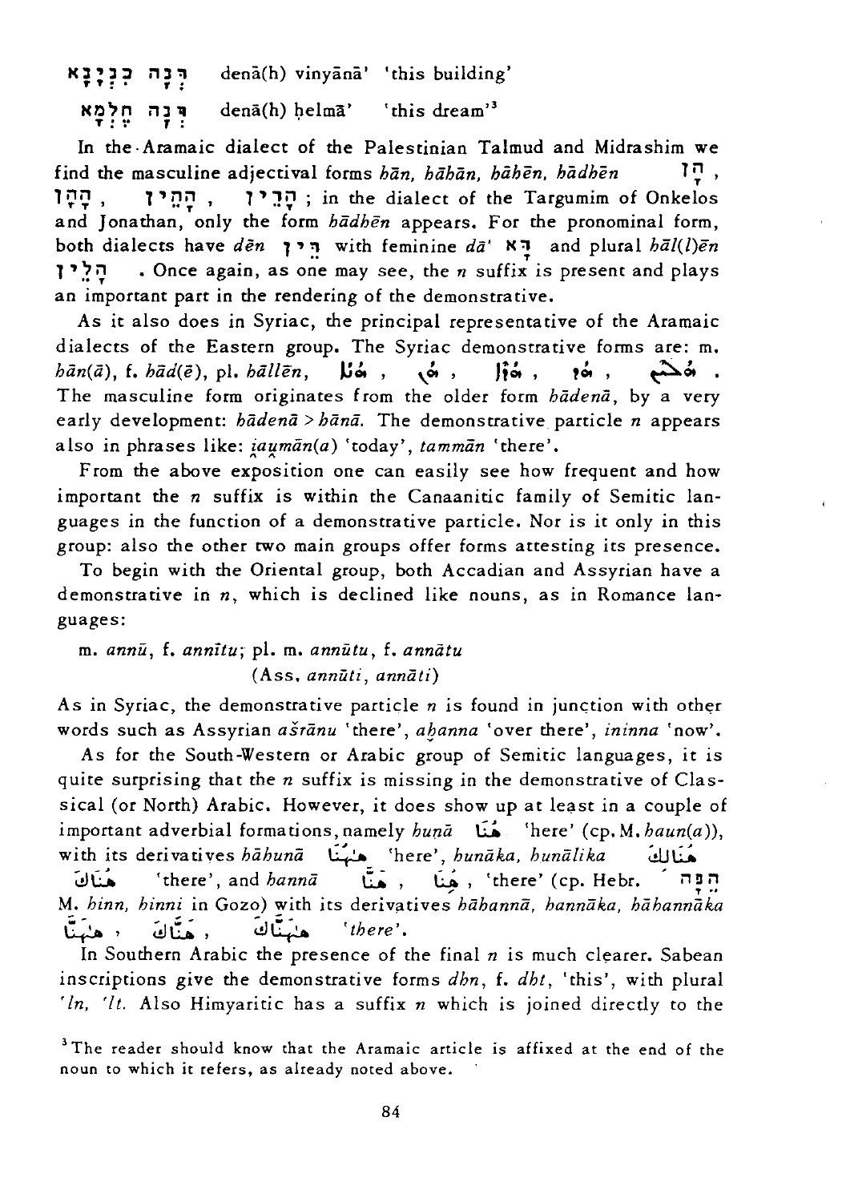דְּנָה בִנְיָנָא denā(h) vinyānā' 'this building'

דְּנָה חֶלְמָא denā(h) ḥelmā' 'this dream'[3]

In the Aramaic dialect of the Palestinian Talmud and Midrashim we find the masculine adjectival forms *hān, hāhān, hāhēn, hādhēn* הָן, הָהָן, הָהֵין, הָדֵין; in the dialect of the Targumim of Onkelos and Jonathan, only the form *hādhēn* appears. For the pronominal form, both dialects have *dēn* דֵּין with feminine *dā'* דָּא and plural *hāl(l)ēn* הָלֵין. Once again, as one may see, the *n* suffix is present and plays an important part in the rendering of the demonstrative.

As it also does in Syriac, the principal representative of the Aramaic dialects of the Eastern group. The Syriac demonstrative forms are: m. *hān(ā)*, f. *hād(ē)*, pl. *hāllēn*, ܗܢܐ , ܗܢ , ܗܕܐ , ܗܕ , ܗܠܝܢ .
The masculine form originates from the older form *hādenā*, by a very early development: *hādenā* > *hānā*. The demonstrative particle *n* appears also in phrases like: *iaumān(a)* 'today', *tammān* 'there'.

From the above exposition one can easily see how frequent and how important the *n* suffix is within the Canaanitic family of Semitic languages in the function of a demonstrative particle. Nor is it only in this group: also the other two main groups offer forms attesting its presence.

To begin with the Oriental group, both Accadian and Assyrian have a demonstrative in *n*, which is declined like nouns, as in Romance languages:

m. *annū*, f. *annītu*; pl. m. *annūtu*, f. *annātu*
(Ass. *annūti, annāti*)

As in Syriac, the demonstrative particle *n* is found in junction with other words such as Assyrian *ašrānu* 'there', *aḫanna* 'over there', *ininna* 'now'.

As for the South-Western or Arabic group of Semitic languages, it is quite surprising that the *n* suffix is missing in the demonstrative of Classical (or North) Arabic. However, it does show up at least in a couple of important adverbial formations, namely *hunā* هُنَا 'here' (cp. M. *haun(a)*), with its derivatives *hāhunā* هَاهُنَا 'here', *hunāka, hunālika* هُنَالِكَ هُنَاكَ 'there', and *hannā* هَنَّا , هِنَا , 'there' (cp. Hebr. הֵנָּה M. *hinn, hinni* in Gozo) with its derivatives *hāhannā, hannāka, hāhannāka* هَهَنَّا , هَنَّاكَ , هَهَنَّاكَ 'there'.

In Southern Arabic the presence of the final *n* is much clearer. Sabean inscriptions give the demonstrative forms *dhn*, f. *dht*, 'this', with plural *'ln, 'lt.* Also Himyaritic has a suffix *n* which is joined directly to the

[3] The reader should know that the Aramaic article is affixed at the end of the noun to which it refers, as already noted above.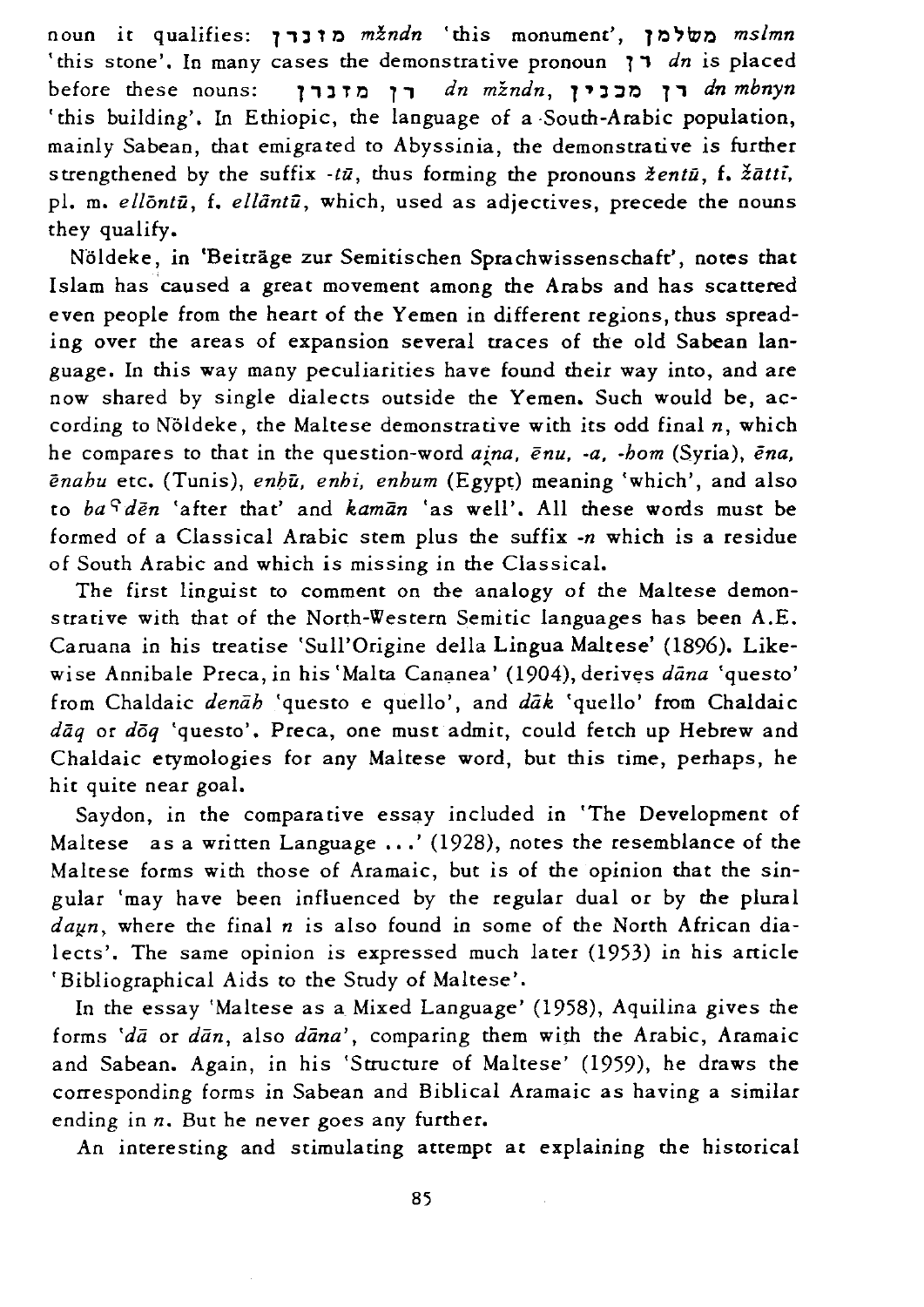noun it qualifies: מזנדן *mžndn* 'this monument', מסלמן *mslmn* 'this stone'. In many cases the demonstrative pronoun דן *dn* is placed before these nouns: דן מזנדן *dn mžndn*, דן מבנין *dn mbnyn* 'this building'. In Ethiopic, the language of a South-Arabic population, mainly Sabean, that emigrated to Abyssinia, the demonstrative is further strengthened by the suffix *-tū*, thus forming the pronouns *žentū*, f. *žāttī*, pl. m. *ellōntū*, f. *ellāntū*, which, used as adjectives, precede the nouns they qualify.

Nöldeke, in 'Beiträge zur Semitischen Sprachwissenschaft', notes that Islam has caused a great movement among the Arabs and has scattered even people from the heart of the Yemen in different regions, thus spreading over the areas of expansion several traces of the old Sabean language. In this way many peculiarities have found their way into, and are now shared by single dialects outside the Yemen. Such would be, according to Nöldeke, the Maltese demonstrative with its odd final *n*, which he compares to that in the question-word *ai̯na*, *ēnu*, *-a*, *-hom* (Syria), *ēna*, *ēnahu* etc. (Tunis), *enḫū*, *enhi*, *enhum* (Egypt) meaning 'which', and also to *baʕdēn* 'after that' and *kamān* 'as well'. All these words must be formed of a Classical Arabic stem plus the suffix *-n* which is a residue of South Arabic and which is missing in the Classical.

The first linguist to comment on the analogy of the Maltese demonstrative with that of the North-Western Semitic languages has been A.E. Caruana in his treatise 'Sull'Origine della Lingua Maltese' (1896). Likewise Annibale Preca, in his 'Malta Cananea' (1904), derives *dāna* 'questo' from Chaldaic *denāh* 'questo e quello', and *dāk* 'quello' from Chaldaic *dāq* or *dōq* 'questo'. Preca, one must admit, could fetch up Hebrew and Chaldaic etymologies for any Maltese word, but this time, perhaps, he hit quite near goal.

Saydon, in the comparative essay included in 'The Development of Maltese as a written Language ...' (1928), notes the resemblance of the Maltese forms with those of Aramaic, but is of the opinion that the singular 'may have been influenced by the regular dual or by the plural *dau̯n*, where the final *n* is also found in some of the North African dialects'. The same opinion is expressed much later (1953) in his article 'Bibliographical Aids to the Study of Maltese'.

In the essay 'Maltese as a Mixed Language' (1958), Aquilina gives the forms '*dā* or *dān*, also *dāna*', comparing them with the Arabic, Aramaic and Sabean. Again, in his 'Structure of Maltese' (1959), he draws the corresponding forms in Sabean and Biblical Aramaic as having a similar ending in *n*. But he never goes any further.

An interesting and stimulating attempt at explaining the historical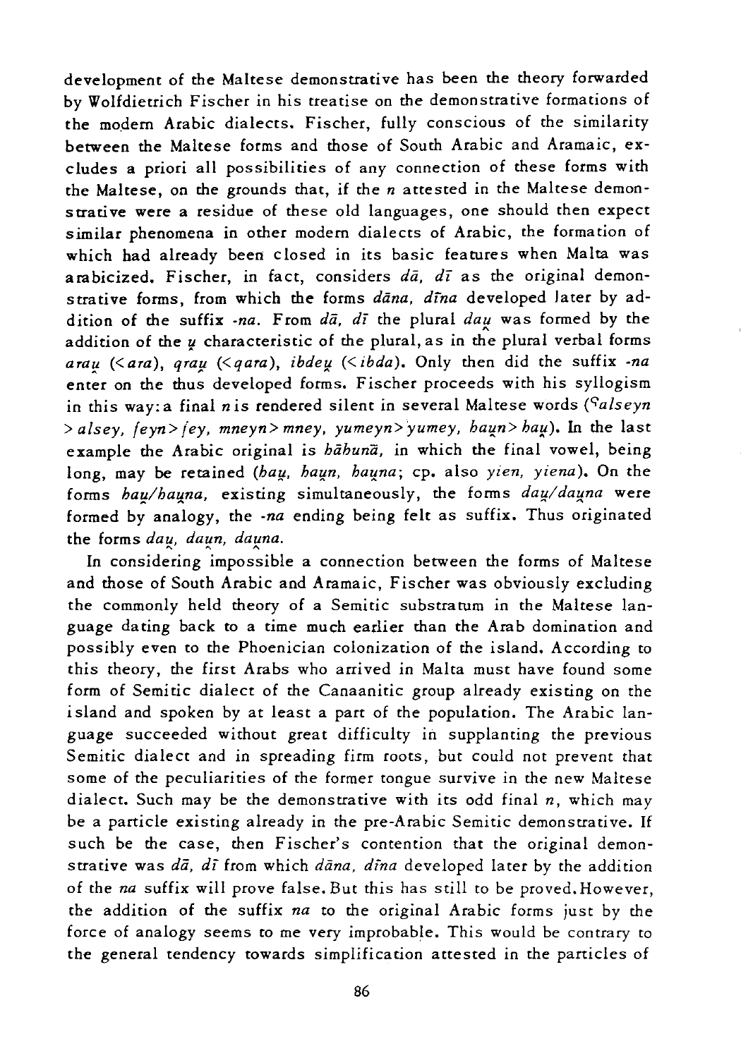development of the Maltese demonstrative has been the theory forwarded by Wolfdietrich Fischer in his treatise on the demonstrative formations of the modern Arabic dialects. Fischer, fully conscious of the similarity between the Maltese forms and those of South Arabic and Aramaic, excludes a priori all possibilities of any connection of these forms with the Maltese, on the grounds that, if the *n* attested in the Maltese demonstrative were a residue of these old languages, one should then expect similar phenomena in other modern dialects of Arabic, the formation of which had already been closed in its basic features when Malta was arabicized. Fischer, in fact, considers *dā, dī* as the original demonstrative forms, from which the forms *dāna, dīna* developed later by addition of the suffix *-na*. From *dā, dī* the plural *daṷ* was formed by the addition of the *ṷ* characteristic of the plural, as in the plural verbal forms *araṷ* (<*ara*), *qraṷ* (<*qara*), *ibdeṷ* (<*ibda*). Only then did the suffix *-na* enter on the thus developed forms. Fischer proceeds with his syllogism in this way: a final *n* is rendered silent in several Maltese words (*ʕalseyn* > *alsey, feyn* > *fey, mneyn* > *mney, yumeyn* > *yumey, haṷn* > *haṷ*). In the last example the Arabic original is *hāhunā*, in which the final vowel, being long, may be retained (*haṷ, haṷn, haṷna*; cp. also *yien, yiena*). On the forms *haṷ/haṷna*, existing simultaneously, the forms *daṷ/daṷna* were formed by analogy, the *-na* ending being felt as suffix. Thus originated the forms *daṷ, daṷn, daṷna*.

In considering impossible a connection between the forms of Maltese and those of South Arabic and Aramaic, Fischer was obviously excluding the commonly held theory of a Semitic substratum in the Maltese language dating back to a time much earlier than the Arab domination and possibly even to the Phoenician colonization of the island. According to this theory, the first Arabs who arrived in Malta must have found some form of Semitic dialect of the Canaanitic group already existing on the island and spoken by at least a part of the population. The Arabic language succeeded without great difficulty in supplanting the previous Semitic dialect and in spreading firm roots, but could not prevent that some of the peculiarities of the former tongue survive in the new Maltese dialect. Such may be the demonstrative with its odd final *n*, which may be a particle existing already in the pre-Arabic Semitic demonstrative. If such be the case, then Fischer's contention that the original demonstrative was *dā, dī* from which *dāna, dīna* developed later by the addition of the *na* suffix will prove false. But this has still to be proved. However, the addition of the suffix *na* to the original Arabic forms just by the force of analogy seems to me very improbable. This would be contrary to the general tendency towards simplification attested in the particles of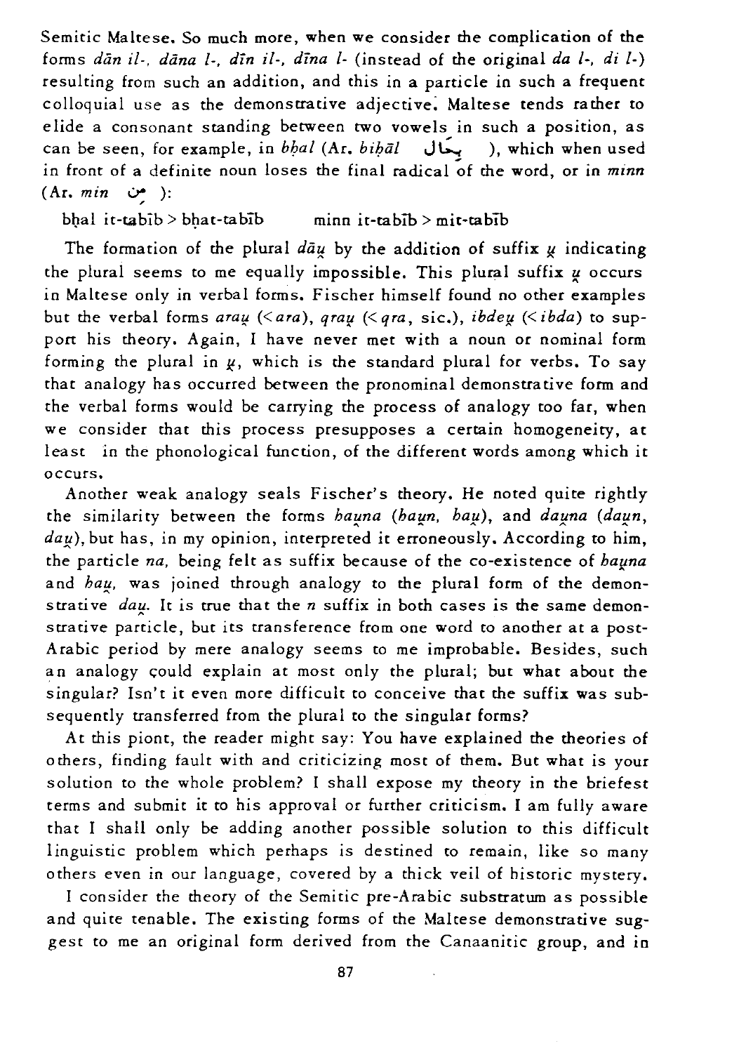Semitic Maltese. So much more, when we consider the complication of the forms *dān il-*, *dāna l-*, *dīn il-*, *dīna l-* (instead of the original *da l-*, *di l-*) resulting from such an addition, and this in a particle in such a frequent colloquial use as the demonstrative adjective. Maltese tends rather to elide a consonant standing between two vowels in such a position, as can be seen, for example, in *bḥal* (Ar. *biḥāl* بحال ), which when used in front of a definite noun loses the final radical of the word, or in *minn* (Ar. *min* مِن ):

bḥal it-tabīb > bḥat-tabīb minn it-tabīb > mit-tabīb

The formation of the plural *dāu̯* by the addition of suffix *u̯* indicating the plural seems to me equally impossible. This plural suffix *u̯* occurs in Maltese only in verbal forms. Fischer himself found no other examples but the verbal forms *arau̯* (< *ara*), *qrau̯* (< *qra*, sic.), *ibdeu̯* (< *ibda*) to support his theory. Again, I have never met with a noun or nominal form forming the plural in *u̯*, which is the standard plural for verbs. To say that analogy has occurred between the pronominal demonstrative form and the verbal forms would be carrying the process of analogy too far, when we consider that this process presupposes a certain homogeneity, at least in the phonological function, of the different words among which it occurs.

Another weak analogy seals Fischer's theory. He noted quite rightly the similarity between the forms *hau̯na* (*hau̯n*, *hau̯*), and *dau̯na* (*dau̯n*, *dau̯*), but has, in my opinion, interpreted it erroneously. According to him, the particle *na*, being felt as suffix because of the co-existence of *hau̯na* and *hau̯*, was joined through analogy to the plural form of the demonstrative *dau̯*. It is true that the *n* suffix in both cases is the same demonstrative particle, but its transference from one word to another at a post-Arabic period by mere analogy seems to me improbable. Besides, such an analogy could explain at most only the plural; but what about the singular? Isn't it even more difficult to conceive that the suffix was subsequently transferred from the plural to the singular forms?

At this piont, the reader might say: You have explained the theories of others, finding fault with and criticizing most of them. But what is your solution to the whole problem? I shall expose my theory in the briefest terms and submit it to his approval or further criticism. I am fully aware that I shall only be adding another possible solution to this difficult linguistic problem which perhaps is destined to remain, like so many others even in our language, covered by a thick veil of historic mystery.

I consider the theory of the Semitic pre-Arabic substratum as possible and quite tenable. The existing forms of the Maltese demonstrative suggest to me an original form derived from the Canaanitic group, and in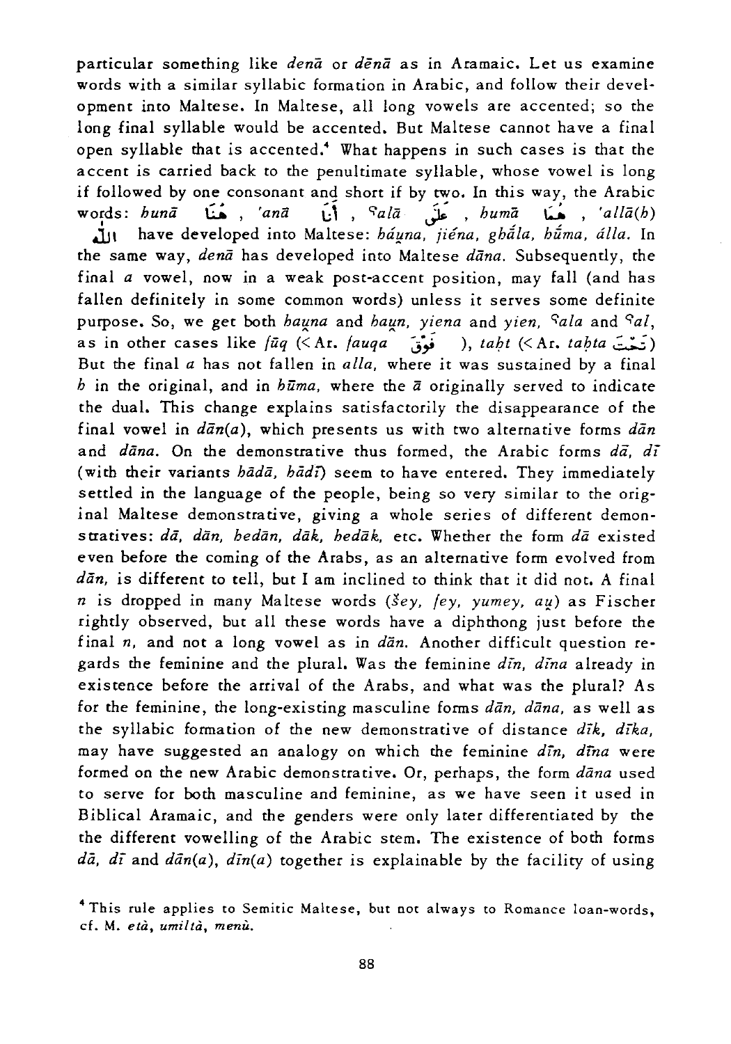particular something like *denā* or *dēnā* as in Aramaic. Let us examine words with a similar syllabic formation in Arabic, and follow their development into Maltese. In Maltese, all long vowels are accented; so the long final syllable would be accented. But Maltese cannot have a final open syllable that is accented.[4] What happens in such cases is that the accent is carried back to the penultimate syllable, whose vowel is long if followed by one consonant and short if by two. In this way, the Arabic words: *hunā* هُنَا , *'anā* أَنَا , *ʕalā* عَلَى , *humā* هُمَا , *'allā(h)* اللّٰه have developed into Maltese: *háu̯na, jiéna, għāla, hūma, álla*. In the same way, *denā* has developed into Maltese *dāna*. Subsequently, the final *a* vowel, now in a weak post-accent position, may fall (and has fallen definitely in some common words) unless it serves some definite purpose. So, we get both *hau̯na* and *hau̯n, yiena* and *yien, ʕala* and *ʕal*, as in other cases like *fūq* (< Ar. *fauqa* فَوْقَ ), *taḥt* (< Ar. *taḥta* تَحْتَ) But the final *a* has not fallen in *alla*, where it was sustained by a final *h* in the original, and in *hūma*, where the *ā* originally served to indicate the dual. This change explains satisfactorily the disappearance of the final vowel in *dān(a)*, which presents us with two alternative forms *dān* and *dāna*. On the demonstrative thus formed, the Arabic forms *dā, dī* (with their variants *hādā, hādī*) seem to have entered. They immediately settled in the language of the people, being so very similar to the original Maltese demonstrative, giving a whole series of different demonstratives: *dā, dān, hedān, dāk, hedāk*, etc. Whether the form *dā* existed even before the coming of the Arabs, as an alternative form evolved from *dān*, is different to tell, but I am inclined to think that it did not. A final *n* is dropped in many Maltese words (*šey, fey, yumey, au̯*) as Fischer rightly observed, but all these words have a diphthong just before the final *n*, and not a long vowel as in *dān*. Another difficult question regards the feminine and the plural. Was the feminine *dīn, dīna* already in existence before the arrival of the Arabs, and what was the plural? As for the feminine, the long-existing masculine forms *dān, dāna*, as well as the syllabic formation of the new demonstrative of distance *dīk, dīka*, may have suggested an analogy on which the feminine *dīn, dīna* were formed on the new Arabic demonstrative. Or, perhaps, the form *dāna* used to serve for both masculine and feminine, as we have seen it used in Biblical Aramaic, and the genders were only later differentiated by the the different vowelling of the Arabic stem. The existence of both forms *dā, dī* and *dān(a), dīn(a)* together is explainable by the facility of using

[4] This rule applies to Semitic Maltese, but not always to Romance loan-words, cf. M. *età, umiltà, menù*.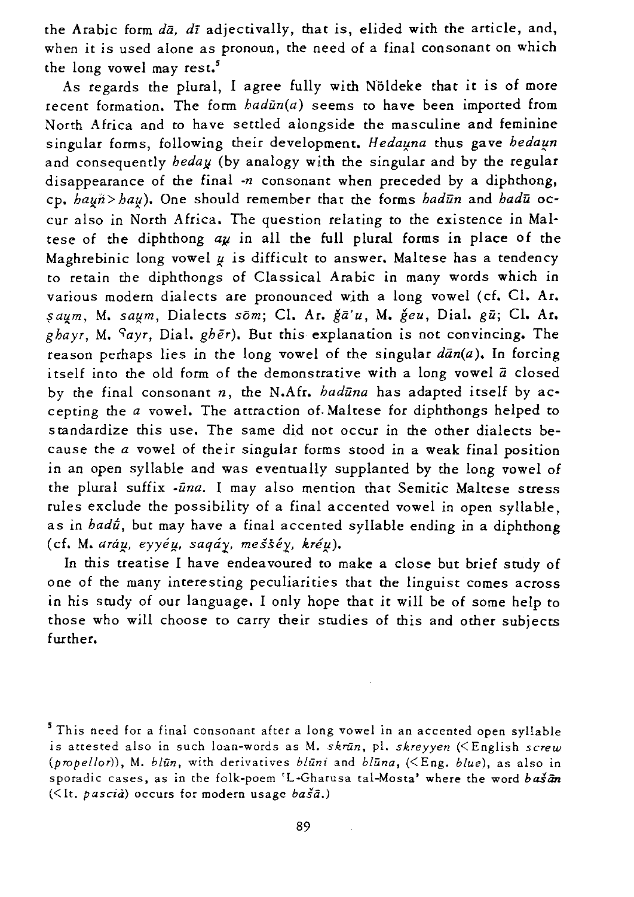the Arabic form *dā, dī* adjectivally, that is, elided with the article, and, when it is used alone as pronoun, the need of a final consonant on which the long vowel may rest.[5]

As regards the plural, I agree fully with Nöldeke that it is of more recent formation. The form *hadūn(a)* seems to have been imported from North Africa and to have settled alongside the masculine and feminine singular forms, following their development. *Hedau̯na* thus gave *hedau̯n* and consequently *hedau̯* (by analogy with the singular and by the regular disappearance of the final *-n* consonant when preceded by a diphthong, cp. *hau̯n̂ > hau̯*). One should remember that the forms *hadūn* and *hadū* occur also in North Africa. The question relating to the existence in Maltese of the diphthong *au̯* in all the full plural forms in place of the Maghrebinic long vowel *u̯* is difficult to answer. Maltese has a tendency to retain the diphthongs of Classical Arabic in many words which in various modern dialects are pronounced with a long vowel (cf. Cl. Ar. *ṣau̯m*, M. *sau̯m*, Dialects *sōm*; Cl. Ar. *ǧā'u*, M. *ǧeu*, Dial. *ǧū*; Cl. Ar. *ghayr*, M. *ʕayr*, Dial. *ghēr*). But this explanation is not convincing. The reason perhaps lies in the long vowel of the singular *dān(a)*. In forcing itself into the old form of the demonstrative with a long vowel *ā* closed by the final consonant *n*, the N.Afr. *hadūna* has adapted itself by accepting the *a* vowel. The attraction of Maltese for diphthongs helped to standardize this use. The same did not occur in the other dialects because the *a* vowel of their singular forms stood in a weak final position in an open syllable and was eventually supplanted by the long vowel of the plural suffix *-ūna*. I may also mention that Semitic Maltese stress rules exclude the possibility of a final accented vowel in open syllable, as in *hadū́*, but may have a final accented syllable ending in a diphthong (cf. M. *aráu̯, eyyéu̯, saqáy̯, meššéy̯, kréu̯*).

In this treatise I have endeavoured to make a close but brief study of one of the many interesting peculiarities that the linguist comes across in his study of our language. I only hope that it will be of some help to those who will choose to carry their studies of this and other subjects further.

---

[5] This need for a final consonant after a long vowel in an accented open syllable is attested also in such loan-words as M. *skrūn*, pl. *skreyyen* (< English *screw (propellor)*), M. *blūn*, with derivatives *blūni* and *blūna*, (< Eng. *blue*), as also in sporadic cases, as in the folk-poem 'L-Gharusa tal-Mosta' where the word *bašān* (< It. *pascià*) occurs for modern usage *bašā*.)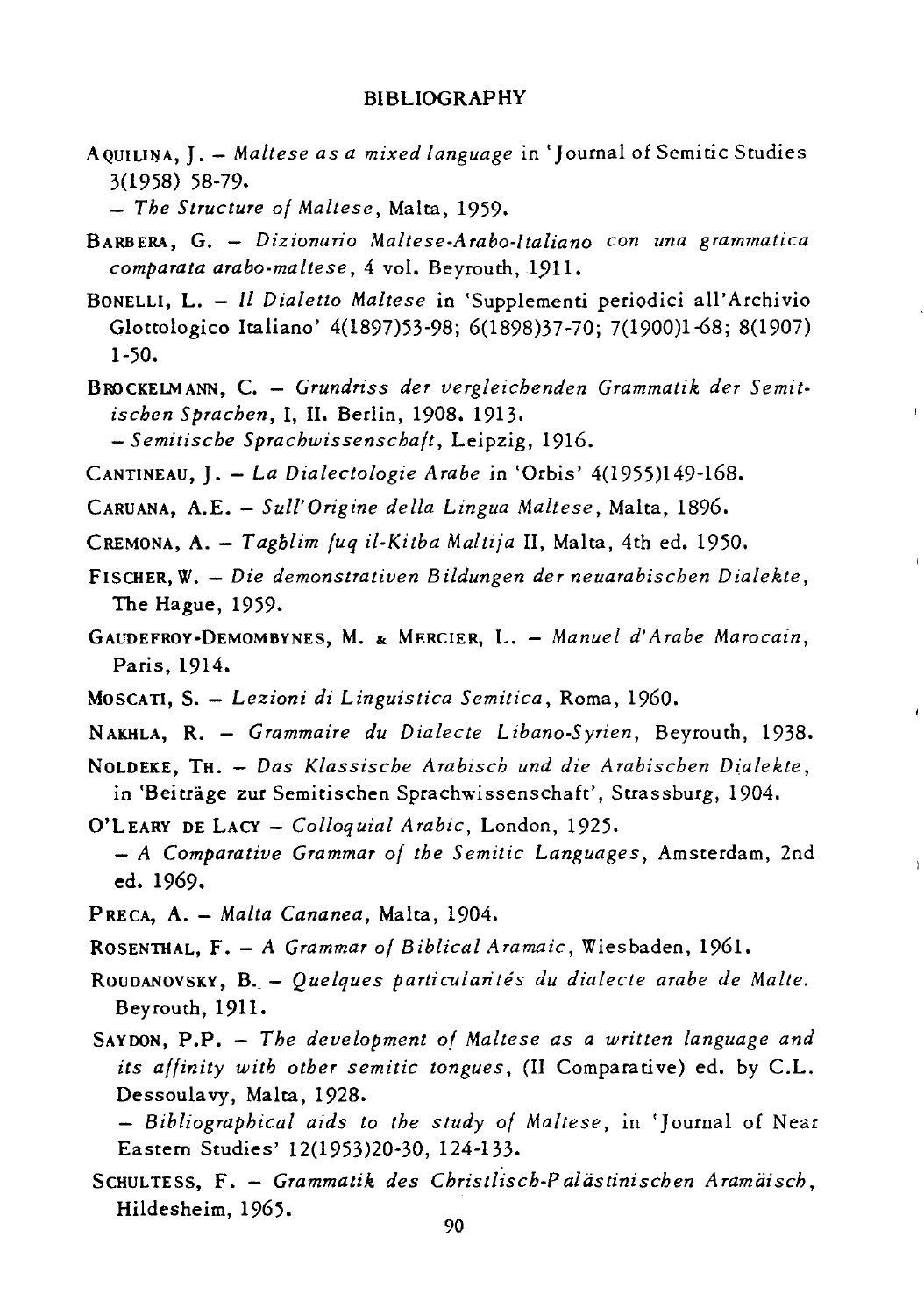# BIBLIOGRAPHY

AQUILINA, J. – *Maltese as a mixed language* in 'Journal of Semitic Studies 3(1958) 58-79.
– *The Structure of Maltese*, Malta, 1959.

BARBERA, G. – *Dizionario Maltese-Arabo-Italiano con una grammatica comparata arabo-maltese*, 4 vol. Beyrouth, 1911.

BONELLI, L. – *Il Dialetto Maltese* in 'Supplementi periodici all'Archivio Glottologico Italiano' 4(1897)53-98; 6(1898)37-70; 7(1900)1-68; 8(1907) 1-50.

BROCKELMANN, C. – *Grundriss der vergleichenden Grammatik der Semitischen Sprachen*, I, II. Berlin, 1908. 1913.
– *Semitische Sprachwissenschaft*, Leipzig, 1916.

CANTINEAU, J. – *La Dialectologie Arabe* in 'Orbis' 4(1955)149-168.

CARUANA, A.E. – *Sull'Origine della Lingua Maltese*, Malta, 1896.

CREMONA, A. – *Tagħlim fuq il-Kitba Maltija* II, Malta, 4th ed. 1950.

FISCHER, W. – *Die demonstrativen Bildungen der neuarabischen Dialekte*, The Hague, 1959.

GAUDEFROY-DEMOMBYNES, M. & MERCIER, L. – *Manuel d'Arabe Marocain*, Paris, 1914.

MOSCATI, S. – *Lezioni di Linguistica Semitica*, Roma, 1960.

NAKHLA, R. – *Grammaire du Dialecte Libano-Syrien*, Beyrouth, 1938.

NOLDEKE, TH. – *Das Klassische Arabisch und die Arabischen Dialekte*, in 'Beiträge zur Semitischen Sprachwissenschaft', Strassburg, 1904.

O'LEARY DE LACY – *Colloquial Arabic*, London, 1925.
– *A Comparative Grammar of the Semitic Languages*, Amsterdam, 2nd ed. 1969.

PRECA, A. – *Malta Cananea*, Malta, 1904.

ROSENTHAL, F. – *A Grammar of Biblical Aramaic*, Wiesbaden, 1961.

ROUDANOVSKY, B. – *Quelques particularités du dialecte arabe de Malte.* Beyrouth, 1911.

SAYDON, P.P. – *The development of Maltese as a written language and its affinity with other semitic tongues*, (II Comparative) ed. by C.L. Dessoulavy, Malta, 1928.
– *Bibliographical aids to the study of Maltese*, in 'Journal of Near Eastern Studies' 12(1953)20-30, 124-133.

SCHULTESS, F. – *Grammatik des Christlisch-Palästinischen Aramäisch*, Hildesheim, 1965.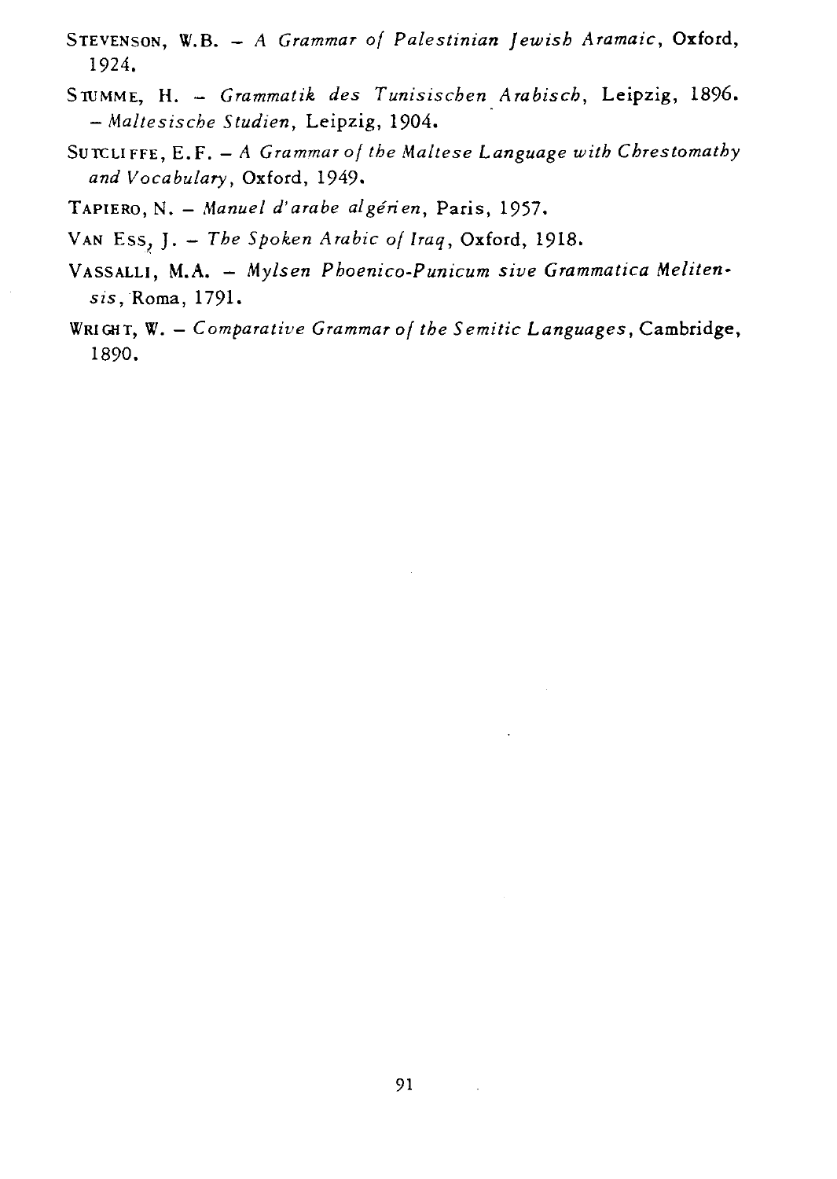STEVENSON, W.B. – *A Grammar of Palestinian Jewish Aramaic*, Oxford, 1924.

STUMME, H. – *Grammatik des Tunisischen Arabisch*, Leipzig, 1896.
– *Maltesische Studien*, Leipzig, 1904.

SUTCLIFFE, E.F. – *A Grammar of the Maltese Language with Chrestomathy and Vocabulary*, Oxford, 1949.

TAPIERO, N. – *Manuel d'arabe algérien*, Paris, 1957.

VAN ESS, J. – *The Spoken Arabic of Iraq*, Oxford, 1918.

VASSALLI, M.A. – *Mylsen Phoenico-Punicum sive Grammatica Melitensis*, Roma, 1791.

WRIGHT, W. – *Comparative Grammar of the Semitic Languages*, Cambridge, 1890.